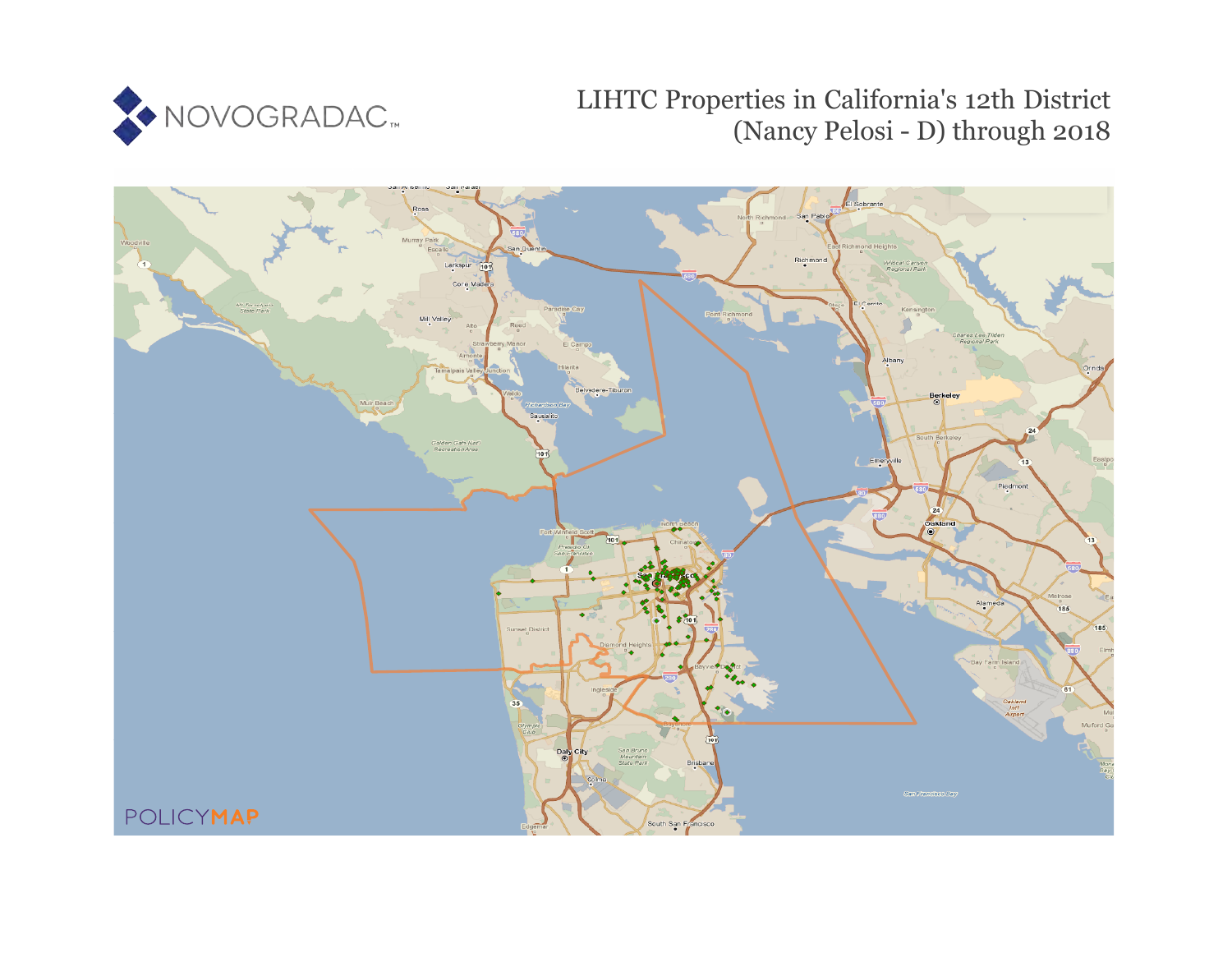NOVOGRADAC

# LIHTC Properties in California's 12th District (Nancy Pelosi - D) through 2018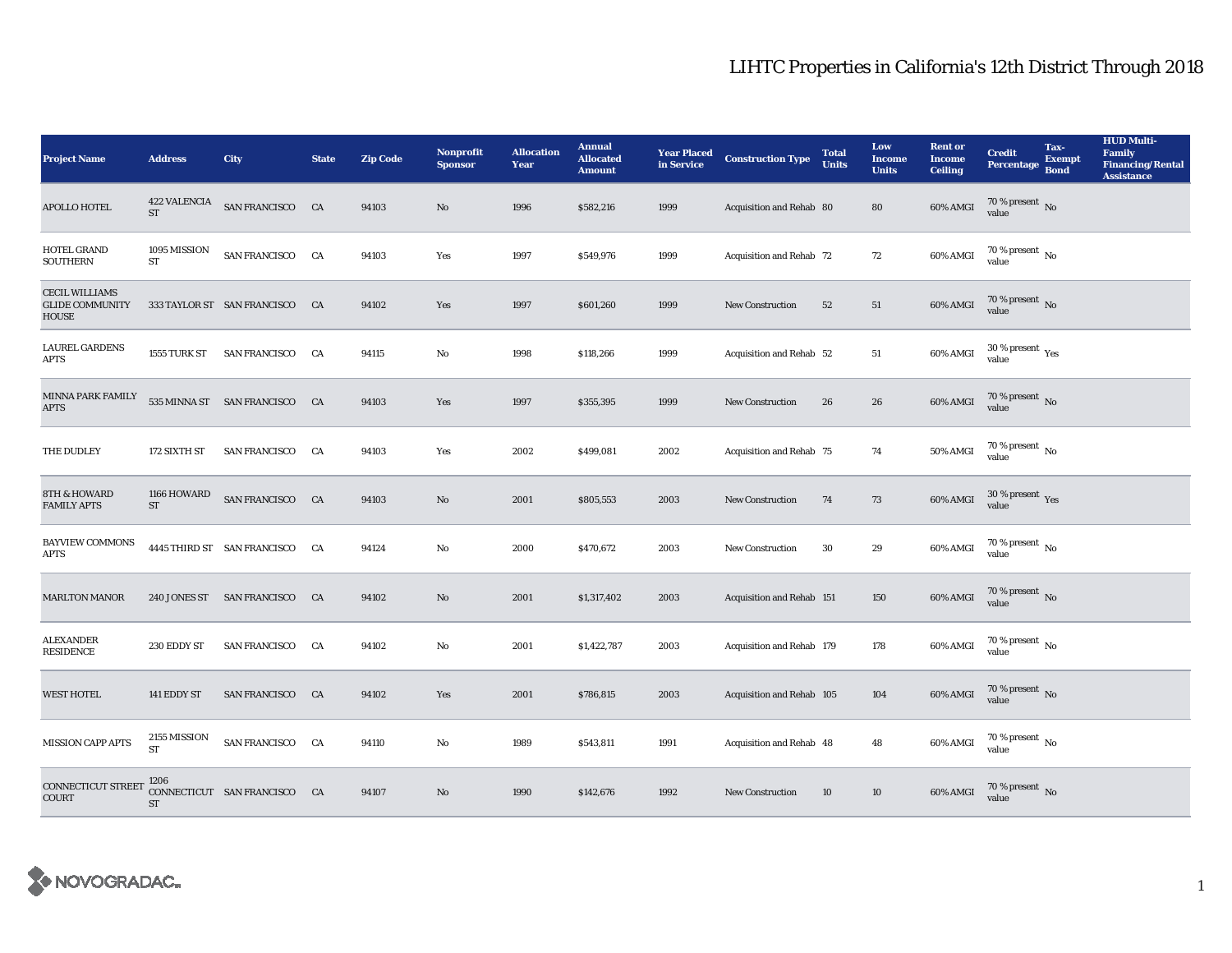# LIHTC Properties in California's 12th District Through 2018

| Project Name | Address | City | State | Zip Code | Nonprofit Sponsor | Allocation Year | Annual Allocated Amount | Year Placed in Service | Construction Type | Total Units | Low Income Units | Rent or Income Ceiling | Credit Percentage | Tax-Exempt Bond | HUD Multi-Family Financing/Rental Assistance |
|---|---|---|---|---|---|---|---|---|---|---|---|---|---|---|---|
| APOLLO HOTEL | 422 VALENCIA ST | SAN FRANCISCO | CA | 94103 | No | 1996 | $582,216 | 1999 | Acquisition and Rehab | 80 | 80 | 60% AMGI | 70 % present value | No | |
| HOTEL GRAND SOUTHERN | 1095 MISSION ST | SAN FRANCISCO | CA | 94103 | Yes | 1997 | $549,976 | 1999 | Acquisition and Rehab | 72 | 72 | 60% AMGI | 70 % present value | No | |
| CECIL WILLIAMS GLIDE COMMUNITY HOUSE | 333 TAYLOR ST | SAN FRANCISCO | CA | 94102 | Yes | 1997 | $601,260 | 1999 | New Construction | 52 | 51 | 60% AMGI | 70 % present value | No | |
| LAUREL GARDENS APTS | 1555 TURK ST | SAN FRANCISCO | CA | 94115 | No | 1998 | $118,266 | 1999 | Acquisition and Rehab | 52 | 51 | 60% AMGI | 30 % present value | Yes | |
| MINNA PARK FAMILY APTS | 535 MINNA ST | SAN FRANCISCO | CA | 94103 | Yes | 1997 | $355,395 | 1999 | New Construction | 26 | 26 | 60% AMGI | 70 % present value | No | |
| THE DUDLEY | 172 SIXTH ST | SAN FRANCISCO | CA | 94103 | Yes | 2002 | $499,081 | 2002 | Acquisition and Rehab | 75 | 74 | 50% AMGI | 70 % present value | No | |
| 8TH & HOWARD FAMILY APTS | 1166 HOWARD ST | SAN FRANCISCO | CA | 94103 | No | 2001 | $805,553 | 2003 | New Construction | 74 | 73 | 60% AMGI | 30 % present value | Yes | |
| BAYVIEW COMMONS APTS | 4445 THIRD ST | SAN FRANCISCO | CA | 94124 | No | 2000 | $470,672 | 2003 | New Construction | 30 | 29 | 60% AMGI | 70 % present value | No | |
| MARLTON MANOR | 240 JONES ST | SAN FRANCISCO | CA | 94102 | No | 2001 | $1,317,402 | 2003 | Acquisition and Rehab | 151 | 150 | 60% AMGI | 70 % present value | No | |
| ALEXANDER RESIDENCE | 230 EDDY ST | SAN FRANCISCO | CA | 94102 | No | 2001 | $1,422,787 | 2003 | Acquisition and Rehab | 179 | 178 | 60% AMGI | 70 % present value | No | |
| WEST HOTEL | 141 EDDY ST | SAN FRANCISCO | CA | 94102 | Yes | 2001 | $786,815 | 2003 | Acquisition and Rehab | 105 | 104 | 60% AMGI | 70 % present value | No | |
| MISSION CAPP APTS | 2155 MISSION ST | SAN FRANCISCO | CA | 94110 | No | 1989 | $543,811 | 1991 | Acquisition and Rehab | 48 | 48 | 60% AMGI | 70 % present value | No | |
| CONNECTICUT STREET COURT | 1206 CONNECTICUT ST | SAN FRANCISCO | CA | 94107 | No | 1990 | $142,676 | 1992 | New Construction | 10 | 10 | 60% AMGI | 70 % present value | No | |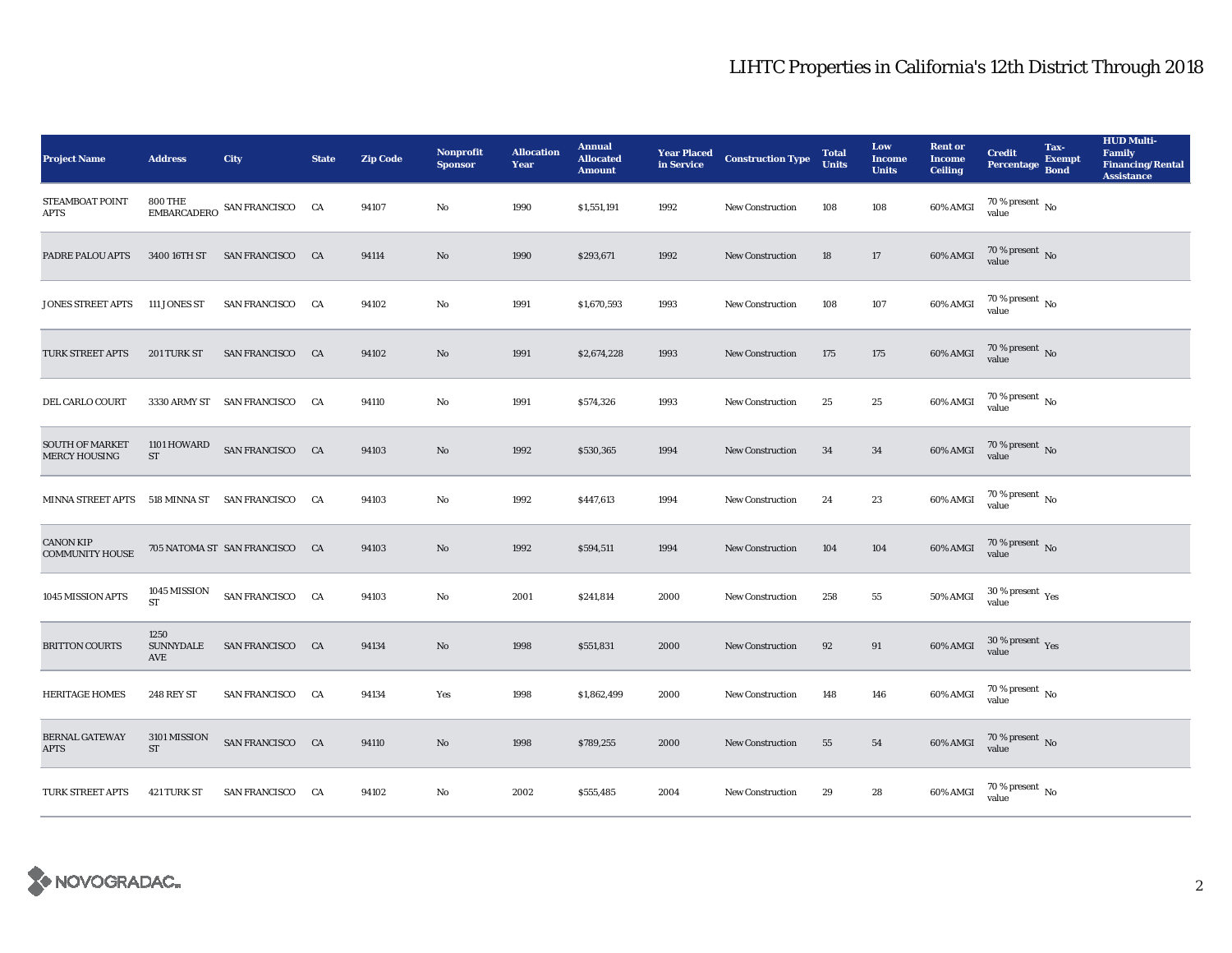# LIHTC Properties in California's 12th District Through 2018

| Project Name | Address | City | State | Zip Code | Nonprofit Sponsor | Allocation Year | Annual Allocated Amount | Year Placed in Service | Construction Type | Total Units | Low Income Units | Rent or Income Ceiling | Credit Percentage | Tax-Exempt Bond | HUD Multi-Family Financing/Rental Assistance |
|---|---|---|---|---|---|---|---|---|---|---|---|---|---|---|---|
| STEAMBOAT POINT APTS | 800 THE EMBARCADERO | SAN FRANCISCO | CA | 94107 | No | 1990 | $1,551,191 | 1992 | New Construction | 108 | 108 | 60% AMGI | 70 % present value | No | |
| PADRE PALOU APTS | 3400 16TH ST | SAN FRANCISCO | CA | 94114 | No | 1990 | $293,671 | 1992 | New Construction | 18 | 17 | 60% AMGI | 70 % present value | No | |
| JONES STREET APTS | 111 JONES ST | SAN FRANCISCO | CA | 94102 | No | 1991 | $1,670,593 | 1993 | New Construction | 108 | 107 | 60% AMGI | 70 % present value | No | |
| TURK STREET APTS | 201 TURK ST | SAN FRANCISCO | CA | 94102 | No | 1991 | $2,674,228 | 1993 | New Construction | 175 | 175 | 60% AMGI | 70 % present value | No | |
| DEL CARLO COURT | 3330 ARMY ST | SAN FRANCISCO | CA | 94110 | No | 1991 | $574,326 | 1993 | New Construction | 25 | 25 | 60% AMGI | 70 % present value | No | |
| SOUTH OF MARKET MERCY HOUSING | 1101 HOWARD ST | SAN FRANCISCO | CA | 94103 | No | 1992 | $530,365 | 1994 | New Construction | 34 | 34 | 60% AMGI | 70 % present value | No | |
| MINNA STREET APTS | 518 MINNA ST | SAN FRANCISCO | CA | 94103 | No | 1992 | $447,613 | 1994 | New Construction | 24 | 23 | 60% AMGI | 70 % present value | No | |
| CANON KIP COMMUNITY HOUSE | 705 NATOMA ST | SAN FRANCISCO | CA | 94103 | No | 1992 | $594,511 | 1994 | New Construction | 104 | 104 | 60% AMGI | 70 % present value | No | |
| 1045 MISSION APTS | 1045 MISSION ST | SAN FRANCISCO | CA | 94103 | No | 2001 | $241,814 | 2000 | New Construction | 258 | 55 | 50% AMGI | 30 % present value | Yes | |
| BRITTON COURTS | 1250 SUNNYDALE AVE | SAN FRANCISCO | CA | 94134 | No | 1998 | $551,831 | 2000 | New Construction | 92 | 91 | 60% AMGI | 30 % present value | Yes | |
| HERITAGE HOMES | 248 REY ST | SAN FRANCISCO | CA | 94134 | Yes | 1998 | $1,862,499 | 2000 | New Construction | 148 | 146 | 60% AMGI | 70 % present value | No | |
| BERNAL GATEWAY APTS | 3101 MISSION ST | SAN FRANCISCO | CA | 94110 | No | 1998 | $789,255 | 2000 | New Construction | 55 | 54 | 60% AMGI | 70 % present value | No | |
| TURK STREET APTS | 421 TURK ST | SAN FRANCISCO | CA | 94102 | No | 2002 | $555,485 | 2004 | New Construction | 29 | 28 | 60% AMGI | 70 % present value | No | |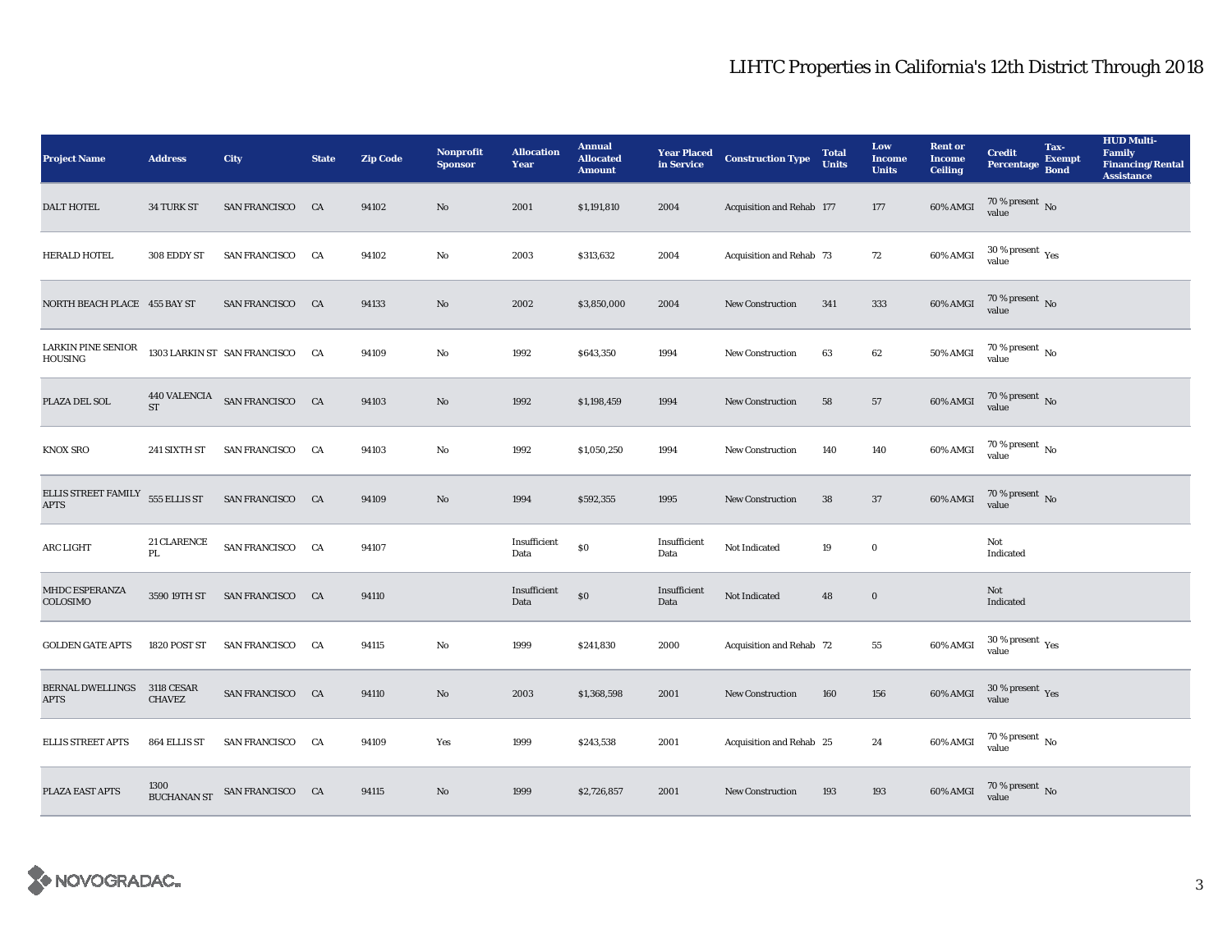# LIHTC Properties in California's 12th District Through 2018

| Project Name | Address | City | State | Zip Code | Nonprofit Sponsor | Allocation Year | Annual Allocated Amount | Year Placed in Service | Construction Type | Total Units | Low Income Units | Rent or Income Ceiling | Credit Percentage | Tax-Exempt Bond | HUD Multi-Family Financing/Rental Assistance |
|---|---|---|---|---|---|---|---|---|---|---|---|---|---|---|---|
| DALT HOTEL | 34 TURK ST | SAN FRANCISCO | CA | 94102 | No | 2001 | $1,191,810 | 2004 | Acquisition and Rehab | 177 | 177 | 60% AMGI | 70 % present value | No | |
| HERALD HOTEL | 308 EDDY ST | SAN FRANCISCO | CA | 94102 | No | 2003 | $313,632 | 2004 | Acquisition and Rehab | 73 | 72 | 60% AMGI | 30 % present value | Yes | |
| NORTH BEACH PLACE | 455 BAY ST | SAN FRANCISCO | CA | 94133 | No | 2002 | $3,850,000 | 2004 | New Construction | 341 | 333 | 60% AMGI | 70 % present value | No | |
| LARKIN PINE SENIOR HOUSING | 1303 LARKIN ST | SAN FRANCISCO | CA | 94109 | No | 1992 | $643,350 | 1994 | New Construction | 63 | 62 | 50% AMGI | 70 % present value | No | |
| PLAZA DEL SOL | 440 VALENCIA ST | SAN FRANCISCO | CA | 94103 | No | 1992 | $1,198,459 | 1994 | New Construction | 58 | 57 | 60% AMGI | 70 % present value | No | |
| KNOX SRO | 241 SIXTH ST | SAN FRANCISCO | CA | 94103 | No | 1992 | $1,050,250 | 1994 | New Construction | 140 | 140 | 60% AMGI | 70 % present value | No | |
| ELLIS STREET FAMILY APTS | 555 ELLIS ST | SAN FRANCISCO | CA | 94109 | No | 1994 | $592,355 | 1995 | New Construction | 38 | 37 | 60% AMGI | 70 % present value | No | |
| ARC LIGHT | 21 CLARENCE PL | SAN FRANCISCO | CA | 94107 | | Insufficient Data | $0 | Insufficient Data | Not Indicated | 19 | 0 | | Not Indicated | | |
| MHDC ESPERANZA COLOSIMO | 3590 19TH ST | SAN FRANCISCO | CA | 94110 | | Insufficient Data | $0 | Insufficient Data | Not Indicated | 48 | 0 | | Not Indicated | | |
| GOLDEN GATE APTS | 1820 POST ST | SAN FRANCISCO | CA | 94115 | No | 1999 | $241,830 | 2000 | Acquisition and Rehab | 72 | 55 | 60% AMGI | 30 % present value | Yes | |
| BERNAL DWELLINGS APTS | 3118 CESAR CHAVEZ | SAN FRANCISCO | CA | 94110 | No | 2003 | $1,368,598 | 2001 | New Construction | 160 | 156 | 60% AMGI | 30 % present value | Yes | |
| ELLIS STREET APTS | 864 ELLIS ST | SAN FRANCISCO | CA | 94109 | Yes | 1999 | $243,538 | 2001 | Acquisition and Rehab | 25 | 24 | 60% AMGI | 70 % present value | No | |
| PLAZA EAST APTS | 1300 BUCHANAN ST | SAN FRANCISCO | CA | 94115 | No | 1999 | $2,726,857 | 2001 | New Construction | 193 | 193 | 60% AMGI | 70 % present value | No | |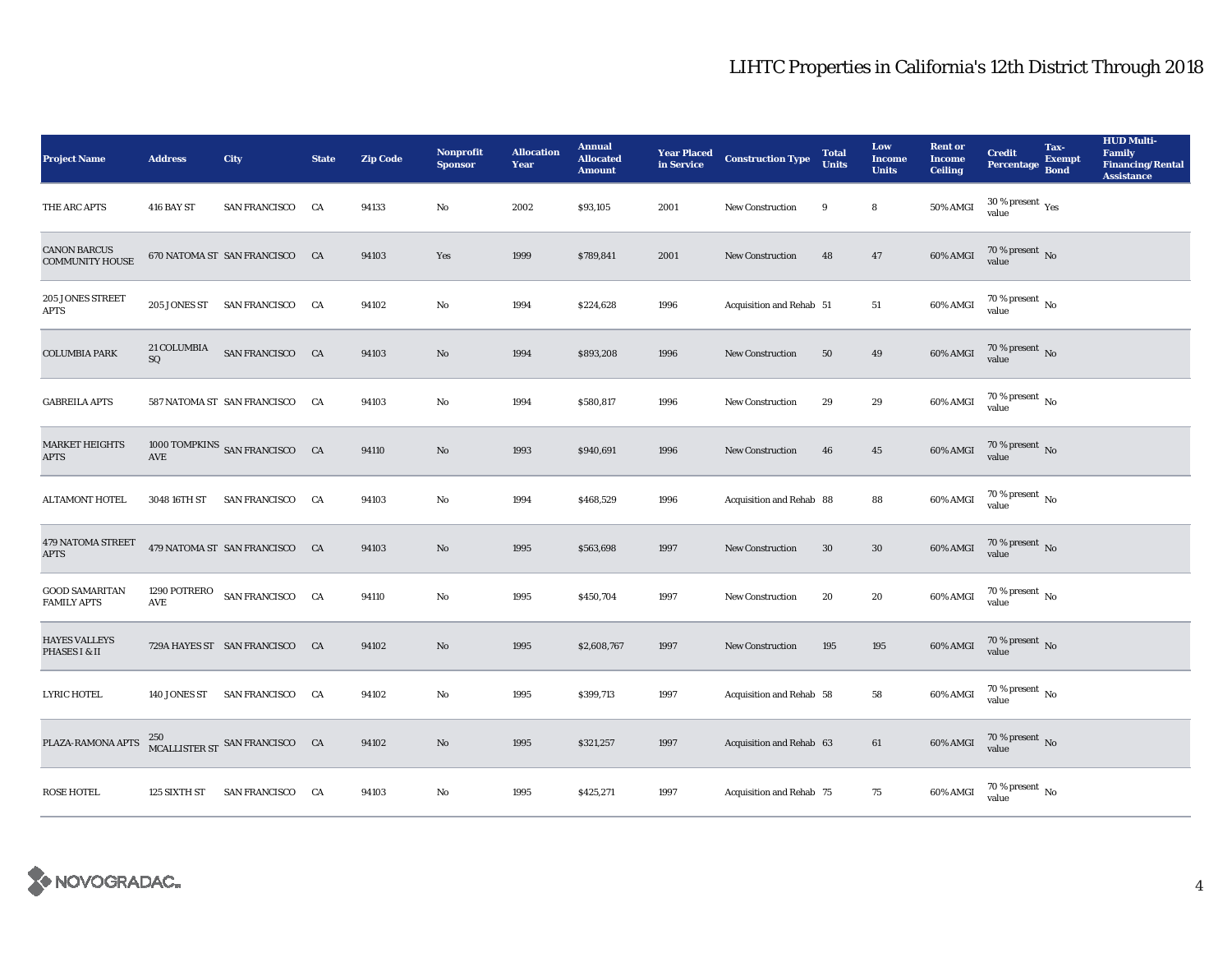# LIHTC Properties in California's 12th District Through 2018

| Project Name | Address | City | State | Zip Code | Nonprofit Sponsor | Allocation Year | Annual Allocated Amount | Year Placed in Service | Construction Type | Total Units | Low Income Units | Rent or Income Ceiling | Credit Percentage | Tax-Exempt Bond | HUD Multi-Family Financing/Rental Assistance |
|---|---|---|---|---|---|---|---|---|---|---|---|---|---|---|---|
| THE ARC APTS | 416 BAY ST | SAN FRANCISCO | CA | 94133 | No | 2002 | $93,105 | 2001 | New Construction | 9 | 8 | 50% AMGI | 30 % present value | Yes | |
| CANON BARCUS COMMUNITY HOUSE | 670 NATOMA ST | SAN FRANCISCO | CA | 94103 | Yes | 1999 | $789,841 | 2001 | New Construction | 48 | 47 | 60% AMGI | 70 % present value | No | |
| 205 JONES STREET APTS | 205 JONES ST | SAN FRANCISCO | CA | 94102 | No | 1994 | $224,628 | 1996 | Acquisition and Rehab | 51 | 51 | 60% AMGI | 70 % present value | No | |
| COLUMBIA PARK | 21 COLUMBIA SQ | SAN FRANCISCO | CA | 94103 | No | 1994 | $893,208 | 1996 | New Construction | 50 | 49 | 60% AMGI | 70 % present value | No | |
| GABREILA APTS | 587 NATOMA ST | SAN FRANCISCO | CA | 94103 | No | 1994 | $580,817 | 1996 | New Construction | 29 | 29 | 60% AMGI | 70 % present value | No | |
| MARKET HEIGHTS APTS | 1000 TOMPKINS AVE | SAN FRANCISCO | CA | 94110 | No | 1993 | $940,691 | 1996 | New Construction | 46 | 45 | 60% AMGI | 70 % present value | No | |
| ALTAMONT HOTEL | 3048 16TH ST | SAN FRANCISCO | CA | 94103 | No | 1994 | $468,529 | 1996 | Acquisition and Rehab | 88 | 88 | 60% AMGI | 70 % present value | No | |
| 479 NATOMA STREET APTS | 479 NATOMA ST | SAN FRANCISCO | CA | 94103 | No | 1995 | $563,698 | 1997 | New Construction | 30 | 30 | 60% AMGI | 70 % present value | No | |
| GOOD SAMARITAN FAMILY APTS | 1290 POTRERO AVE | SAN FRANCISCO | CA | 94110 | No | 1995 | $450,704 | 1997 | New Construction | 20 | 20 | 60% AMGI | 70 % present value | No | |
| HAYES VALLEYS PHASES I & II | 729A HAYES ST | SAN FRANCISCO | CA | 94102 | No | 1995 | $2,608,767 | 1997 | New Construction | 195 | 195 | 60% AMGI | 70 % present value | No | |
| LYRIC HOTEL | 140 JONES ST | SAN FRANCISCO | CA | 94102 | No | 1995 | $399,713 | 1997 | Acquisition and Rehab | 58 | 58 | 60% AMGI | 70 % present value | No | |
| PLAZA-RAMONA APTS | 250 MCALLISTER ST | SAN FRANCISCO | CA | 94102 | No | 1995 | $321,257 | 1997 | Acquisition and Rehab | 63 | 61 | 60% AMGI | 70 % present value | No | |
| ROSE HOTEL | 125 SIXTH ST | SAN FRANCISCO | CA | 94103 | No | 1995 | $425,271 | 1997 | Acquisition and Rehab | 75 | 75 | 60% AMGI | 70 % present value | No | |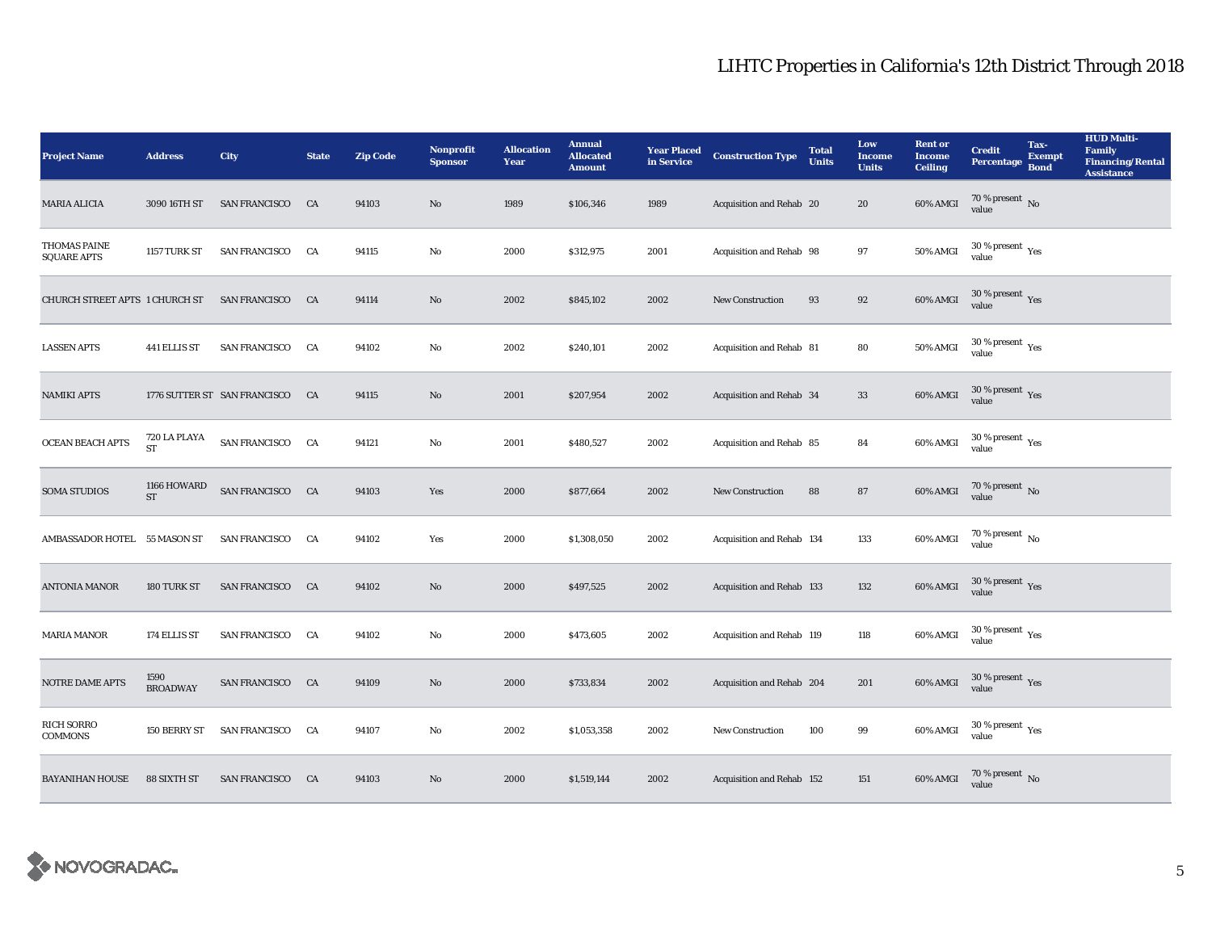# LIHTC Properties in California's 12th District Through 2018

| Project Name | Address | City | State | Zip Code | Nonprofit Sponsor | Allocation Year | Annual Allocated Amount | Year Placed in Service | Construction Type | Total Units | Low Income Units | Rent or Income Ceiling | Credit Percentage | Tax-Exempt Bond | HUD Multi-Family Financing/Rental Assistance |
|---|---|---|---|---|---|---|---|---|---|---|---|---|---|---|---|
| MARIA ALICIA | 3090 16TH ST | SAN FRANCISCO | CA | 94103 | No | 1989 | $106,346 | 1989 | Acquisition and Rehab | 20 | 20 | 60% AMGI | 70 % present value | No | |
| THOMAS PAINE SQUARE APTS | 1157 TURK ST | SAN FRANCISCO | CA | 94115 | No | 2000 | $312,975 | 2001 | Acquisition and Rehab | 98 | 97 | 50% AMGI | 30 % present value | Yes | |
| CHURCH STREET APTS | 1 CHURCH ST | SAN FRANCISCO | CA | 94114 | No | 2002 | $845,102 | 2002 | New Construction | 93 | 92 | 60% AMGI | 30 % present value | Yes | |
| LASSEN APTS | 441 ELLIS ST | SAN FRANCISCO | CA | 94102 | No | 2002 | $240,101 | 2002 | Acquisition and Rehab | 81 | 80 | 50% AMGI | 30 % present value | Yes | |
| NAMIKI APTS | 1776 SUTTER ST | SAN FRANCISCO | CA | 94115 | No | 2001 | $207,954 | 2002 | Acquisition and Rehab | 34 | 33 | 60% AMGI | 30 % present value | Yes | |
| OCEAN BEACH APTS | 720 LA PLAYA ST | SAN FRANCISCO | CA | 94121 | No | 2001 | $480,527 | 2002 | Acquisition and Rehab | 85 | 84 | 60% AMGI | 30 % present value | Yes | |
| SOMA STUDIOS | 1166 HOWARD ST | SAN FRANCISCO | CA | 94103 | Yes | 2000 | $877,664 | 2002 | New Construction | 88 | 87 | 60% AMGI | 70 % present value | No | |
| AMBASSADOR HOTEL | 55 MASON ST | SAN FRANCISCO | CA | 94102 | Yes | 2000 | $1,308,050 | 2002 | Acquisition and Rehab | 134 | 133 | 60% AMGI | 70 % present value | No | |
| ANTONIA MANOR | 180 TURK ST | SAN FRANCISCO | CA | 94102 | No | 2000 | $497,525 | 2002 | Acquisition and Rehab | 133 | 132 | 60% AMGI | 30 % present value | Yes | |
| MARIA MANOR | 174 ELLIS ST | SAN FRANCISCO | CA | 94102 | No | 2000 | $473,605 | 2002 | Acquisition and Rehab | 119 | 118 | 60% AMGI | 30 % present value | Yes | |
| NOTRE DAME APTS | 1590 BROADWAY | SAN FRANCISCO | CA | 94109 | No | 2000 | $733,834 | 2002 | Acquisition and Rehab | 204 | 201 | 60% AMGI | 30 % present value | Yes | |
| RICH SORRO COMMONS | 150 BERRY ST | SAN FRANCISCO | CA | 94107 | No | 2002 | $1,053,358 | 2002 | New Construction | 100 | 99 | 60% AMGI | 30 % present value | Yes | |
| BAYANIHAN HOUSE | 88 SIXTH ST | SAN FRANCISCO | CA | 94103 | No | 2000 | $1,519,144 | 2002 | Acquisition and Rehab | 152 | 151 | 60% AMGI | 70 % present value | No | |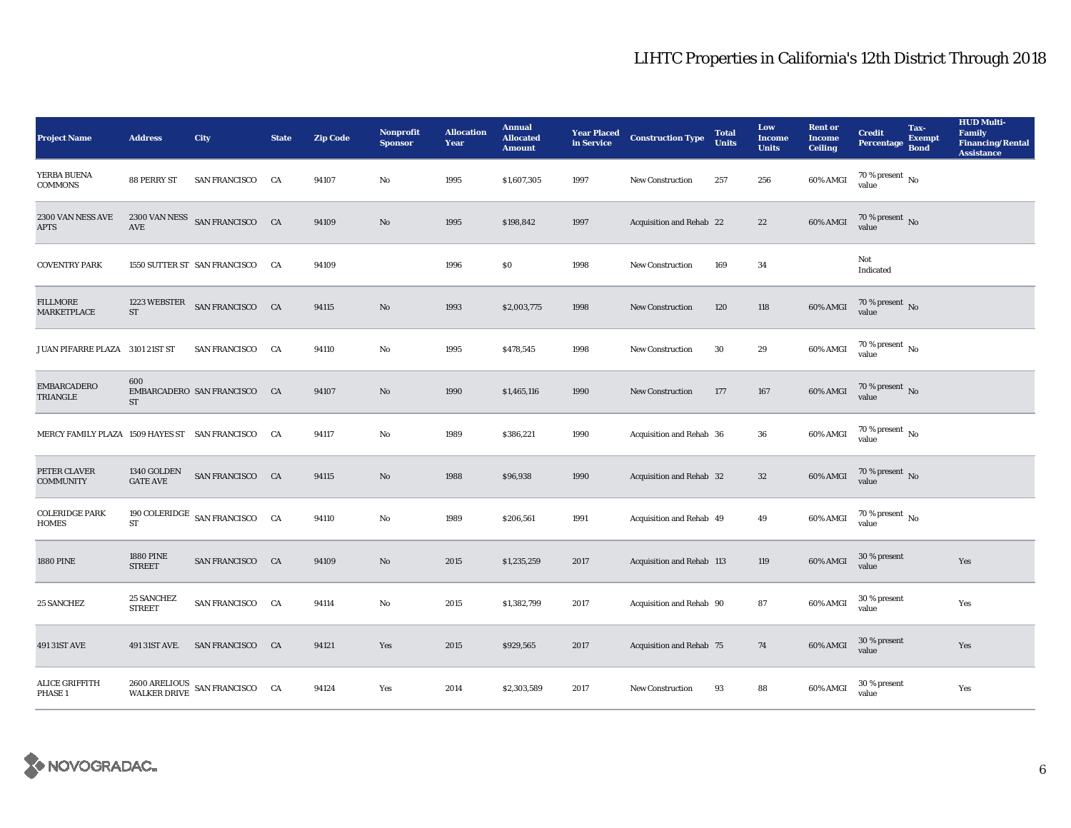# LIHTC Properties in California's 12th District Through 2018

| Project Name | Address | City | State | Zip Code | Nonprofit Sponsor | Allocation Year | Annual Allocated Amount | Year Placed in Service | Construction Type | Total Units | Low Income Units | Rent or Income Ceiling | Credit Percentage | Tax-Exempt Bond | HUD Multi-Family Financing/Rental Assistance |
|---|---|---|---|---|---|---|---|---|---|---|---|---|---|---|---|
| YERBA BUENA COMMONS | 88 PERRY ST | SAN FRANCISCO | CA | 94107 | No | 1995 | $1,607,305 | 1997 | New Construction | 257 | 256 | 60% AMGI | 70 % present value | No | |
| 2300 VAN NESS AVE APTS | 2300 VAN NESS AVE | SAN FRANCISCO | CA | 94109 | No | 1995 | $198,842 | 1997 | Acquisition and Rehab | 22 | 22 | 60% AMGI | 70 % present value | No | |
| COVENTRY PARK | 1550 SUTTER ST | SAN FRANCISCO | CA | 94109 | | 1996 | $0 | 1998 | New Construction | 169 | 34 | | Not Indicated | | |
| FILLMORE MARKETPLACE | 1223 WEBSTER ST | SAN FRANCISCO | CA | 94115 | No | 1993 | $2,003,775 | 1998 | New Construction | 120 | 118 | 60% AMGI | 70 % present value | No | |
| JUAN PIFARRE PLAZA | 3101 21ST ST | SAN FRANCISCO | CA | 94110 | No | 1995 | $478,545 | 1998 | New Construction | 30 | 29 | 60% AMGI | 70 % present value | No | |
| EMBARCADERO TRIANGLE | 600 EMBARCADERO ST | SAN FRANCISCO | CA | 94107 | No | 1990 | $1,465,116 | 1990 | New Construction | 177 | 167 | 60% AMGI | 70 % present value | No | |
| MERCY FAMILY PLAZA | 1509 HAYES ST | SAN FRANCISCO | CA | 94117 | No | 1989 | $386,221 | 1990 | Acquisition and Rehab | 36 | 36 | 60% AMGI | 70 % present value | No | |
| PETER CLAVER COMMUNITY | 1340 GOLDEN GATE AVE | SAN FRANCISCO | CA | 94115 | No | 1988 | $96,938 | 1990 | Acquisition and Rehab | 32 | 32 | 60% AMGI | 70 % present value | No | |
| COLERIDGE PARK HOMES | 190 COLERIDGE ST | SAN FRANCISCO | CA | 94110 | No | 1989 | $206,561 | 1991 | Acquisition and Rehab | 49 | 49 | 60% AMGI | 70 % present value | No | |
| 1880 PINE | 1880 PINE STREET | SAN FRANCISCO | CA | 94109 | No | 2015 | $1,235,259 | 2017 | Acquisition and Rehab | 113 | 119 | 60% AMGI | 30 % present value | | Yes |
| 25 SANCHEZ | 25 SANCHEZ STREET | SAN FRANCISCO | CA | 94114 | No | 2015 | $1,382,799 | 2017 | Acquisition and Rehab | 90 | 87 | 60% AMGI | 30 % present value | | Yes |
| 491 31ST AVE | 491 31ST AVE. | SAN FRANCISCO | CA | 94121 | Yes | 2015 | $929,565 | 2017 | Acquisition and Rehab | 75 | 74 | 60% AMGI | 30 % present value | | Yes |
| ALICE GRIFFITH PHASE 1 | 2600 ARELIOUS WALKER DRIVE | SAN FRANCISCO | CA | 94124 | Yes | 2014 | $2,303,589 | 2017 | New Construction | 93 | 88 | 60% AMGI | 30 % present value | | Yes |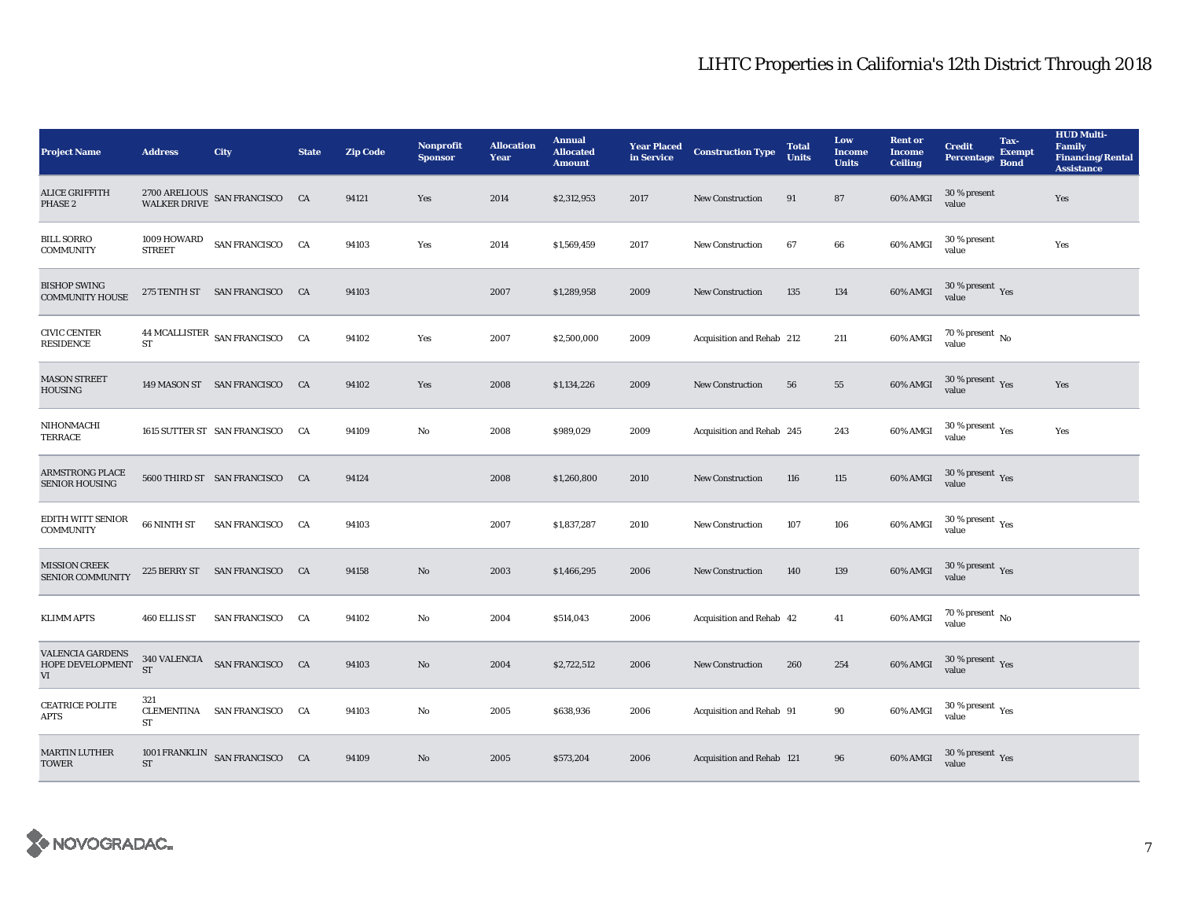# LIHTC Properties in California's 12th District Through 2018

| Project Name | Address | City | State | Zip Code | Nonprofit Sponsor | Allocation Year | Annual Allocated Amount | Year Placed in Service | Construction Type | Total Units | Low Income Units | Rent or Income Ceiling | Credit Percentage | Tax-Exempt Bond | HUD Multi-Family Financing/Rental Assistance |
|---|---|---|---|---|---|---|---|---|---|---|---|---|---|---|---|
| ALICE GRIFFITH PHASE 2 | 2700 ARELIOUS WALKER DRIVE | SAN FRANCISCO | CA | 94121 | Yes | 2014 | $2,312,953 | 2017 | New Construction | 91 | 87 | 60% AMGI | 30 % present value | | Yes |
| BILL SORRO COMMUNITY | 1009 HOWARD STREET | SAN FRANCISCO | CA | 94103 | Yes | 2014 | $1,569,459 | 2017 | New Construction | 67 | 66 | 60% AMGI | 30 % present value | | Yes |
| BISHOP SWING COMMUNITY HOUSE | 275 TENTH ST | SAN FRANCISCO | CA | 94103 | | 2007 | $1,289,958 | 2009 | New Construction | 135 | 134 | 60% AMGI | 30 % present value | Yes | |
| CIVIC CENTER RESIDENCE | 44 MCALLISTER ST | SAN FRANCISCO | CA | 94102 | Yes | 2007 | $2,500,000 | 2009 | Acquisition and Rehab | 212 | 211 | 60% AMGI | 70 % present value | No | |
| MASON STREET HOUSING | 149 MASON ST | SAN FRANCISCO | CA | 94102 | Yes | 2008 | $1,134,226 | 2009 | New Construction | 56 | 55 | 60% AMGI | 30 % present value | Yes | Yes |
| NIHONMACHI TERRACE | 1615 SUTTER ST | SAN FRANCISCO | CA | 94109 | No | 2008 | $989,029 | 2009 | Acquisition and Rehab | 245 | 243 | 60% AMGI | 30 % present value | Yes | Yes |
| ARMSTRONG PLACE SENIOR HOUSING | 5600 THIRD ST | SAN FRANCISCO | CA | 94124 | | 2008 | $1,260,800 | 2010 | New Construction | 116 | 115 | 60% AMGI | 30 % present value | Yes | |
| EDITH WITT SENIOR COMMUNITY | 66 NINTH ST | SAN FRANCISCO | CA | 94103 | | 2007 | $1,837,287 | 2010 | New Construction | 107 | 106 | 60% AMGI | 30 % present value | Yes | |
| MISSION CREEK SENIOR COMMUNITY | 225 BERRY ST | SAN FRANCISCO | CA | 94158 | No | 2003 | $1,466,295 | 2006 | New Construction | 140 | 139 | 60% AMGI | 30 % present value | Yes | |
| KLIMM APTS | 460 ELLIS ST | SAN FRANCISCO | CA | 94102 | No | 2004 | $514,043 | 2006 | Acquisition and Rehab | 42 | 41 | 60% AMGI | 70 % present value | No | |
| VALENCIA GARDENS HOPE DEVELOPMENT VI | 340 VALENCIA ST | SAN FRANCISCO | CA | 94103 | No | 2004 | $2,722,512 | 2006 | New Construction | 260 | 254 | 60% AMGI | 30 % present value | Yes | |
| CEATRICE POLITE APTS | 321 CLEMENTINA ST | SAN FRANCISCO | CA | 94103 | No | 2005 | $638,936 | 2006 | Acquisition and Rehab | 91 | 90 | 60% AMGI | 30 % present value | Yes | |
| MARTIN LUTHER TOWER | 1001 FRANKLIN ST | SAN FRANCISCO | CA | 94109 | No | 2005 | $573,204 | 2006 | Acquisition and Rehab | 121 | 96 | 60% AMGI | 30 % present value | Yes | |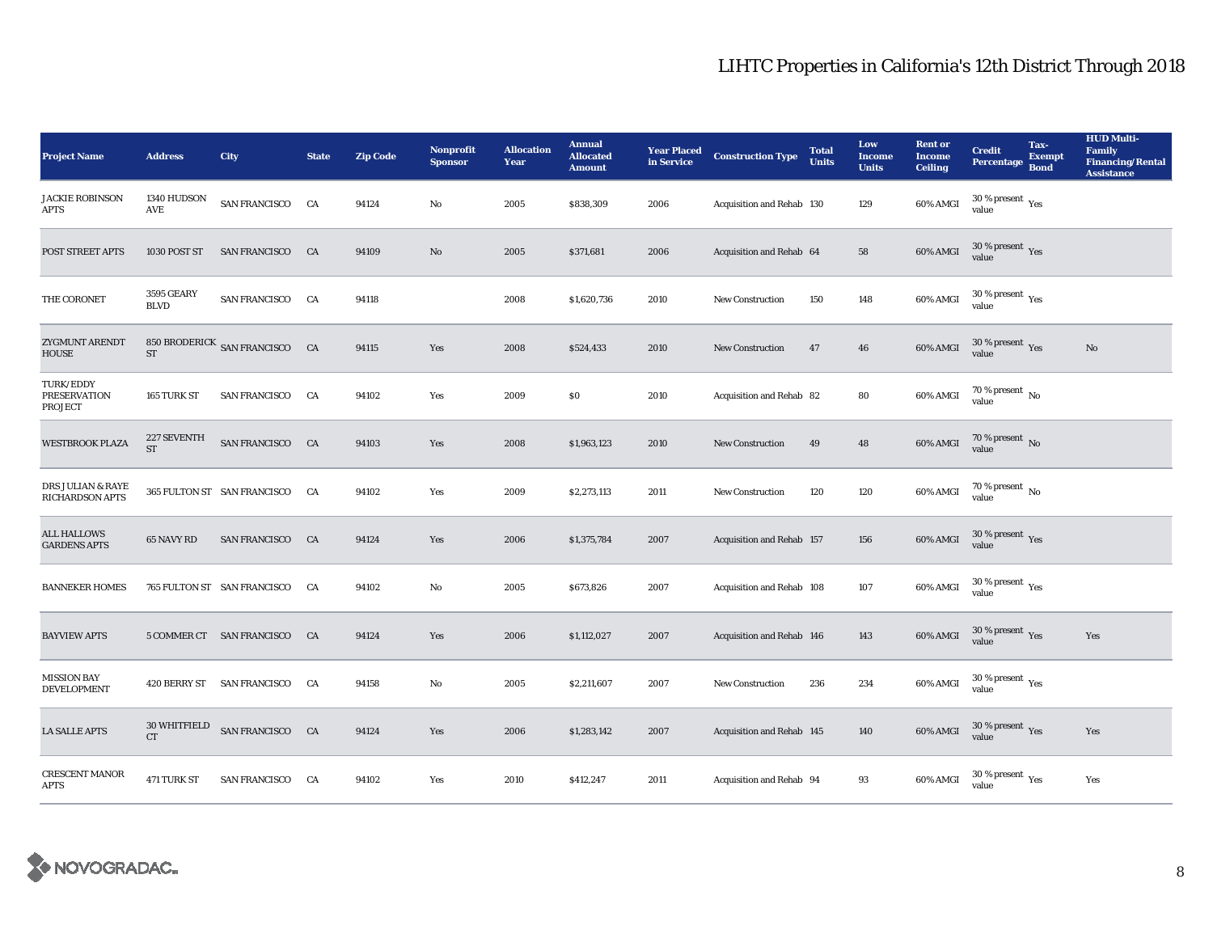# LIHTC Properties in California's 12th District Through 2018

| Project Name | Address | City | State | Zip Code | Nonprofit Sponsor | Allocation Year | Annual Allocated Amount | Year Placed in Service | Construction Type | Total Units | Low Income Units | Rent or Income Ceiling | Credit Percentage | Tax-Exempt Bond | HUD Multi-Family Financing/Rental Assistance |
|---|---|---|---|---|---|---|---|---|---|---|---|---|---|---|---|
| JACKIE ROBINSON APTS | 1340 HUDSON AVE | SAN FRANCISCO | CA | 94124 | No | 2005 | $838,309 | 2006 | Acquisition and Rehab | 130 | 129 | 60% AMGI | 30 % present value | Yes | |
| POST STREET APTS | 1030 POST ST | SAN FRANCISCO | CA | 94109 | No | 2005 | $371,681 | 2006 | Acquisition and Rehab | 64 | 58 | 60% AMGI | 30 % present value | Yes | |
| THE CORONET | 3595 GEARY BLVD | SAN FRANCISCO | CA | 94118 | | 2008 | $1,620,736 | 2010 | New Construction | 150 | 148 | 60% AMGI | 30 % present value | Yes | |
| ZYGMUNT ARENDT HOUSE | 850 BRODERICK ST | SAN FRANCISCO | CA | 94115 | Yes | 2008 | $524,433 | 2010 | New Construction | 47 | 46 | 60% AMGI | 30 % present value | Yes | No |
| TURK/EDDY PRESERVATION PROJECT | 165 TURK ST | SAN FRANCISCO | CA | 94102 | Yes | 2009 | $0 | 2010 | Acquisition and Rehab | 82 | 80 | 60% AMGI | 70 % present value | No | |
| WESTBROOK PLAZA | 227 SEVENTH ST | SAN FRANCISCO | CA | 94103 | Yes | 2008 | $1,963,123 | 2010 | New Construction | 49 | 48 | 60% AMGI | 70 % present value | No | |
| DRS JULIAN & RAYE RICHARDSON APTS | 365 FULTON ST | SAN FRANCISCO | CA | 94102 | Yes | 2009 | $2,273,113 | 2011 | New Construction | 120 | 120 | 60% AMGI | 70 % present value | No | |
| ALL HALLOWS GARDENS APTS | 65 NAVY RD | SAN FRANCISCO | CA | 94124 | Yes | 2006 | $1,375,784 | 2007 | Acquisition and Rehab | 157 | 156 | 60% AMGI | 30 % present value | Yes | |
| BANNEKER HOMES | 765 FULTON ST | SAN FRANCISCO | CA | 94102 | No | 2005 | $673,826 | 2007 | Acquisition and Rehab | 108 | 107 | 60% AMGI | 30 % present value | Yes | |
| BAYVIEW APTS | 5 COMMER CT | SAN FRANCISCO | CA | 94124 | Yes | 2006 | $1,112,027 | 2007 | Acquisition and Rehab | 146 | 143 | 60% AMGI | 30 % present value | Yes | Yes |
| MISSION BAY DEVELOPMENT | 420 BERRY ST | SAN FRANCISCO | CA | 94158 | No | 2005 | $2,211,607 | 2007 | New Construction | 236 | 234 | 60% AMGI | 30 % present value | Yes | |
| LA SALLE APTS | 30 WHITFIELD CT | SAN FRANCISCO | CA | 94124 | Yes | 2006 | $1,283,142 | 2007 | Acquisition and Rehab | 145 | 140 | 60% AMGI | 30 % present value | Yes | Yes |
| CRESCENT MANOR APTS | 471 TURK ST | SAN FRANCISCO | CA | 94102 | Yes | 2010 | $412,247 | 2011 | Acquisition and Rehab | 94 | 93 | 60% AMGI | 30 % present value | Yes | Yes |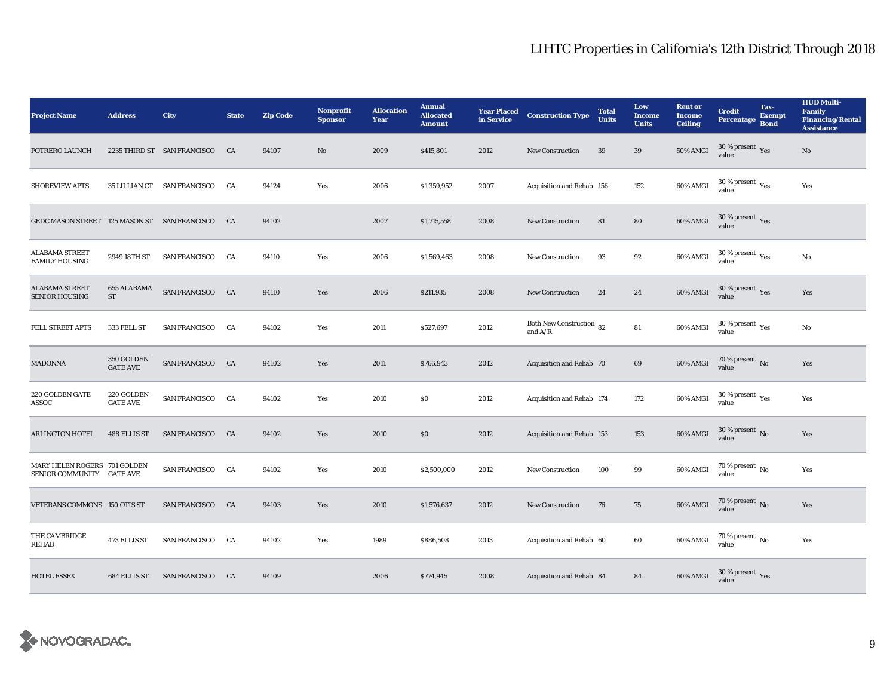# LIHTC Properties in California's 12th District Through 2018

| Project Name | Address | City | State | Zip Code | Nonprofit Sponsor | Allocation Year | Annual Allocated Amount | Year Placed in Service | Construction Type | Total Units | Low Income Units | Rent or Income Ceiling | Credit Percentage | Tax-Exempt Bond | HUD Multi-Family Financing/Rental Assistance |
|---|---|---|---|---|---|---|---|---|---|---|---|---|---|---|---|
| POTRERO LAUNCH | 2235 THIRD ST | SAN FRANCISCO | CA | 94107 | No | 2009 | $415,801 | 2012 | New Construction | 39 | 39 | 50% AMGI | 30 % present value | Yes | No |
| SHOREVIEW APTS | 35 LILLIAN CT | SAN FRANCISCO | CA | 94124 | Yes | 2006 | $1,359,952 | 2007 | Acquisition and Rehab | 156 | 152 | 60% AMGI | 30 % present value | Yes | Yes |
| GEDC MASON STREET | 125 MASON ST | SAN FRANCISCO | CA | 94102 | | 2007 | $1,715,558 | 2008 | New Construction | 81 | 80 | 60% AMGI | 30 % present value | Yes | |
| ALABAMA STREET FAMILY HOUSING | 2949 18TH ST | SAN FRANCISCO | CA | 94110 | Yes | 2006 | $1,569,463 | 2008 | New Construction | 93 | 92 | 60% AMGI | 30 % present value | Yes | No |
| ALABAMA STREET SENIOR HOUSING | 655 ALABAMA ST | SAN FRANCISCO | CA | 94110 | Yes | 2006 | $211,935 | 2008 | New Construction | 24 | 24 | 60% AMGI | 30 % present value | Yes | Yes |
| FELL STREET APTS | 333 FELL ST | SAN FRANCISCO | CA | 94102 | Yes | 2011 | $527,697 | 2012 | Both New Construction and A/R | 82 | 81 | 60% AMGI | 30 % present value | Yes | No |
| MADONNA | 350 GOLDEN GATE AVE | SAN FRANCISCO | CA | 94102 | Yes | 2011 | $766,943 | 2012 | Acquisition and Rehab | 70 | 69 | 60% AMGI | 70 % present value | No | Yes |
| 220 GOLDEN GATE ASSOC | 220 GOLDEN GATE AVE | SAN FRANCISCO | CA | 94102 | Yes | 2010 | $0 | 2012 | Acquisition and Rehab | 174 | 172 | 60% AMGI | 30 % present value | Yes | Yes |
| ARLINGTON HOTEL | 488 ELLIS ST | SAN FRANCISCO | CA | 94102 | Yes | 2010 | $0 | 2012 | Acquisition and Rehab | 153 | 153 | 60% AMGI | 30 % present value | No | Yes |
| MARY HELEN ROGERS SENIOR COMMUNITY | 701 GOLDEN GATE AVE | SAN FRANCISCO | CA | 94102 | Yes | 2010 | $2,500,000 | 2012 | New Construction | 100 | 99 | 60% AMGI | 70 % present value | No | Yes |
| VETERANS COMMONS | 150 OTIS ST | SAN FRANCISCO | CA | 94103 | Yes | 2010 | $1,576,637 | 2012 | New Construction | 76 | 75 | 60% AMGI | 70 % present value | No | Yes |
| THE CAMBRIDGE REHAB | 473 ELLIS ST | SAN FRANCISCO | CA | 94102 | Yes | 1989 | $886,508 | 2013 | Acquisition and Rehab | 60 | 60 | 60% AMGI | 70 % present value | No | Yes |
| HOTEL ESSEX | 684 ELLIS ST | SAN FRANCISCO | CA | 94109 | | 2006 | $774,945 | 2008 | Acquisition and Rehab | 84 | 84 | 60% AMGI | 30 % present value | Yes | |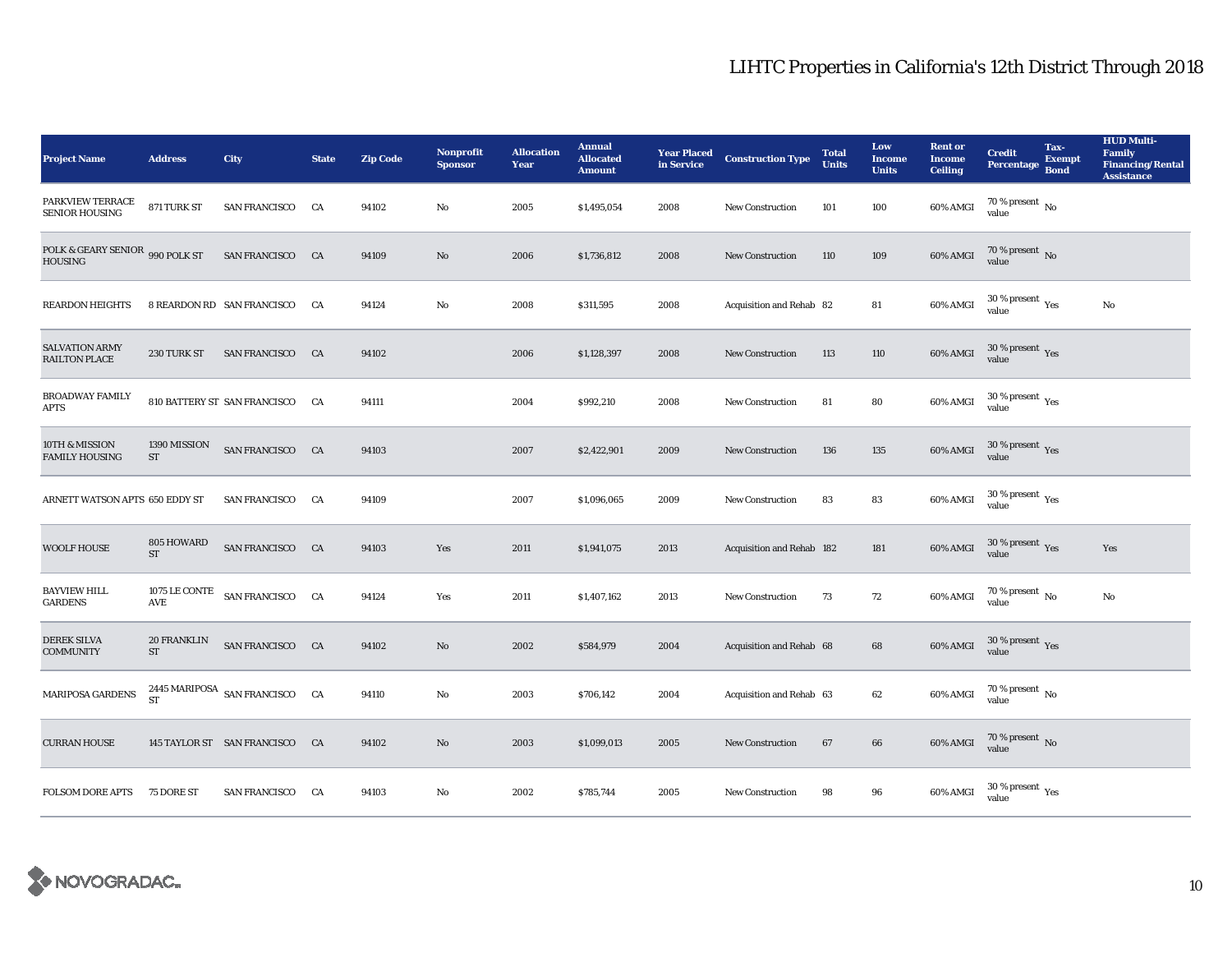# LIHTC Properties in California's 12th District Through 2018

| Project Name | Address | City | State | Zip Code | Nonprofit Sponsor | Allocation Year | Annual Allocated Amount | Year Placed in Service | Construction Type | Total Units | Low Income Units | Rent or Income Ceiling | Credit Percentage | Tax-Exempt Bond | HUD Multi-Family Financing/Rental Assistance |
|---|---|---|---|---|---|---|---|---|---|---|---|---|---|---|---|
| PARKVIEW TERRACE SENIOR HOUSING | 871 TURK ST | SAN FRANCISCO | CA | 94102 | No | 2005 | $1,495,054 | 2008 | New Construction | 101 | 100 | 60% AMGI | 70 % present value | No | |
| POLK & GEARY SENIOR HOUSING | 990 POLK ST | SAN FRANCISCO | CA | 94109 | No | 2006 | $1,736,812 | 2008 | New Construction | 110 | 109 | 60% AMGI | 70 % present value | No | |
| REARDON HEIGHTS | 8 REARDON RD | SAN FRANCISCO | CA | 94124 | No | 2008 | $311,595 | 2008 | Acquisition and Rehab | 82 | 81 | 60% AMGI | 30 % present value | Yes | No |
| SALVATION ARMY RAILTON PLACE | 230 TURK ST | SAN FRANCISCO | CA | 94102 | | 2006 | $1,128,397 | 2008 | New Construction | 113 | 110 | 60% AMGI | 30 % present value | Yes | |
| BROADWAY FAMILY APTS | 810 BATTERY ST | SAN FRANCISCO | CA | 94111 | | 2004 | $992,210 | 2008 | New Construction | 81 | 80 | 60% AMGI | 30 % present value | Yes | |
| 10TH & MISSION FAMILY HOUSING | 1390 MISSION ST | SAN FRANCISCO | CA | 94103 | | 2007 | $2,422,901 | 2009 | New Construction | 136 | 135 | 60% AMGI | 30 % present value | Yes | |
| ARNETT WATSON APTS | 650 EDDY ST | SAN FRANCISCO | CA | 94109 | | 2007 | $1,096,065 | 2009 | New Construction | 83 | 83 | 60% AMGI | 30 % present value | Yes | |
| WOOLF HOUSE | 805 HOWARD ST | SAN FRANCISCO | CA | 94103 | Yes | 2011 | $1,941,075 | 2013 | Acquisition and Rehab | 182 | 181 | 60% AMGI | 30 % present value | Yes | Yes |
| BAYVIEW HILL GARDENS | 1075 LE CONTE AVE | SAN FRANCISCO | CA | 94124 | Yes | 2011 | $1,407,162 | 2013 | New Construction | 73 | 72 | 60% AMGI | 70 % present value | No | No |
| DEREK SILVA COMMUNITY | 20 FRANKLIN ST | SAN FRANCISCO | CA | 94102 | No | 2002 | $584,979 | 2004 | Acquisition and Rehab | 68 | 68 | 60% AMGI | 30 % present value | Yes | |
| MARIPOSA GARDENS | 2445 MARIPOSA ST | SAN FRANCISCO | CA | 94110 | No | 2003 | $706,142 | 2004 | Acquisition and Rehab | 63 | 62 | 60% AMGI | 70 % present value | No | |
| CURRAN HOUSE | 145 TAYLOR ST | SAN FRANCISCO | CA | 94102 | No | 2003 | $1,099,013 | 2005 | New Construction | 67 | 66 | 60% AMGI | 70 % present value | No | |
| FOLSOM DORE APTS | 75 DORE ST | SAN FRANCISCO | CA | 94103 | No | 2002 | $785,744 | 2005 | New Construction | 98 | 96 | 60% AMGI | 30 % present value | Yes | |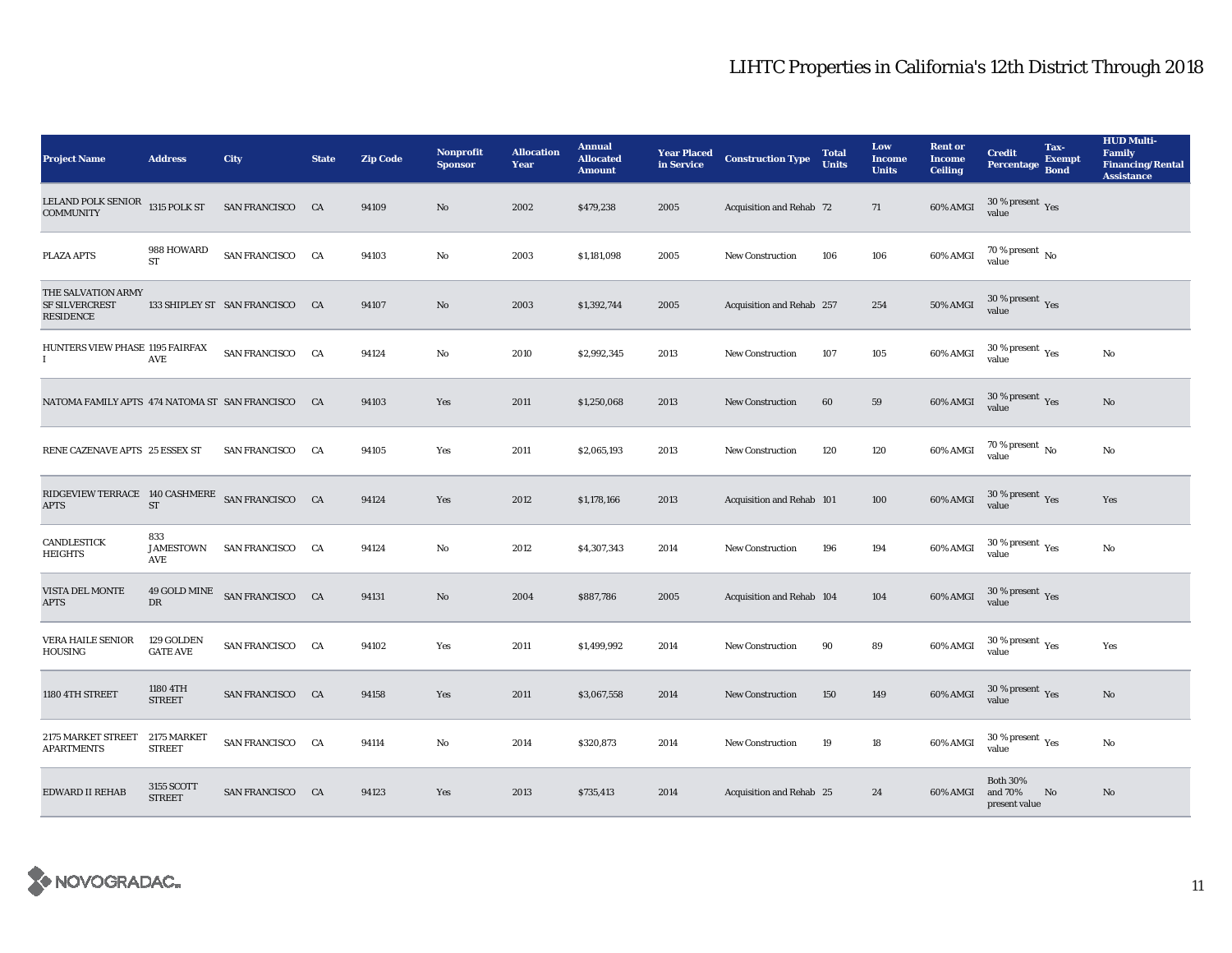# LIHTC Properties in California's 12th District Through 2018

| Project Name | Address | City | State | Zip Code | Nonprofit Sponsor | Allocation Year | Annual Allocated Amount | Year Placed in Service | Construction Type | Total Units | Low Income Units | Rent or Income Ceiling | Credit Percentage | Tax-Exempt Bond | HUD Multi-Family Financing/Rental Assistance |
|---|---|---|---|---|---|---|---|---|---|---|---|---|---|---|---|
| LELAND POLK SENIOR COMMUNITY | 1315 POLK ST | SAN FRANCISCO | CA | 94109 | No | 2002 | $479,238 | 2005 | Acquisition and Rehab | 72 | 71 | 60% AMGI | 30 % present value | Yes | |
| PLAZA APTS | 988 HOWARD ST | SAN FRANCISCO | CA | 94103 | No | 2003 | $1,181,098 | 2005 | New Construction | 106 | 106 | 60% AMGI | 70 % present value | No | |
| THE SALVATION ARMY SF SILVERCREST RESIDENCE | 133 SHIPLEY ST | SAN FRANCISCO | CA | 94107 | No | 2003 | $1,392,744 | 2005 | Acquisition and Rehab | 257 | 254 | 50% AMGI | 30 % present value | Yes | |
| HUNTERS VIEW PHASE I | 1195 FAIRFAX AVE | SAN FRANCISCO | CA | 94124 | No | 2010 | $2,992,345 | 2013 | New Construction | 107 | 105 | 60% AMGI | 30 % present value | Yes | No |
| NATOMA FAMILY APTS | 474 NATOMA ST | SAN FRANCISCO | CA | 94103 | Yes | 2011 | $1,250,068 | 2013 | New Construction | 60 | 59 | 60% AMGI | 30 % present value | Yes | No |
| RENE CAZENAVE APTS | 25 ESSEX ST | SAN FRANCISCO | CA | 94105 | Yes | 2011 | $2,065,193 | 2013 | New Construction | 120 | 120 | 60% AMGI | 70 % present value | No | No |
| RIDGEVIEW TERRACE APTS | 140 CASHMERE ST | SAN FRANCISCO | CA | 94124 | Yes | 2012 | $1,178,166 | 2013 | Acquisition and Rehab | 101 | 100 | 60% AMGI | 30 % present value | Yes | Yes |
| CANDLESTICK HEIGHTS | 833 JAMESTOWN AVE | SAN FRANCISCO | CA | 94124 | No | 2012 | $4,307,343 | 2014 | New Construction | 196 | 194 | 60% AMGI | 30 % present value | Yes | No |
| VISTA DEL MONTE APTS | 49 GOLD MINE DR | SAN FRANCISCO | CA | 94131 | No | 2004 | $887,786 | 2005 | Acquisition and Rehab | 104 | 104 | 60% AMGI | 30 % present value | Yes | |
| VERA HAILE SENIOR HOUSING | 129 GOLDEN GATE AVE | SAN FRANCISCO | CA | 94102 | Yes | 2011 | $1,499,992 | 2014 | New Construction | 90 | 89 | 60% AMGI | 30 % present value | Yes | Yes |
| 1180 4TH STREET | 1180 4TH STREET | SAN FRANCISCO | CA | 94158 | Yes | 2011 | $3,067,558 | 2014 | New Construction | 150 | 149 | 60% AMGI | 30 % present value | Yes | No |
| 2175 MARKET STREET APARTMENTS | 2175 MARKET STREET | SAN FRANCISCO | CA | 94114 | No | 2014 | $320,873 | 2014 | New Construction | 19 | 18 | 60% AMGI | 30 % present value | Yes | No |
| EDWARD II REHAB | 3155 SCOTT STREET | SAN FRANCISCO | CA | 94123 | Yes | 2013 | $735,413 | 2014 | Acquisition and Rehab | 25 | 24 | 60% AMGI | Both 30% and 70% present value | No | No |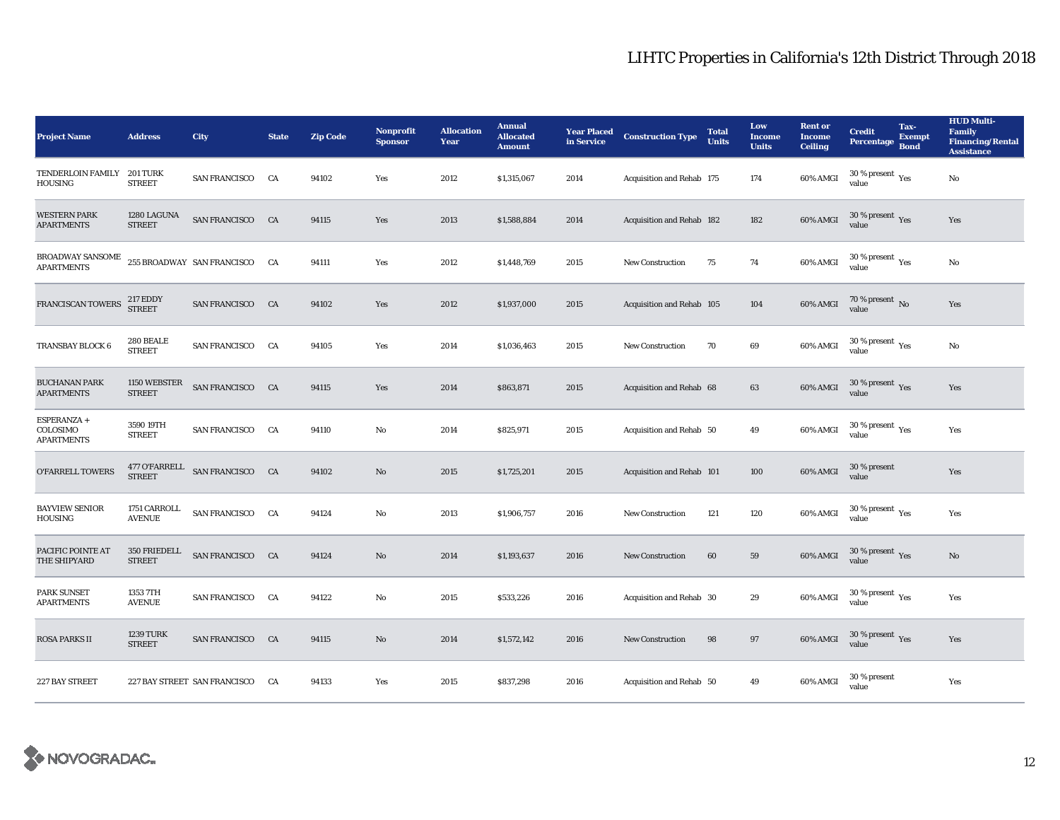# LIHTC Properties in California's 12th District Through 2018

| Project Name | Address | City | State | Zip Code | Nonprofit Sponsor | Allocation Year | Annual Allocated Amount | Year Placed in Service | Construction Type | Total Units | Low Income Units | Rent or Income Ceiling | Credit Percentage | Tax-Exempt Bond | HUD Multi-Family Financing/Rental Assistance |
|---|---|---|---|---|---|---|---|---|---|---|---|---|---|---|---|
| TENDERLOIN FAMILY HOUSING | 201 TURK STREET | SAN FRANCISCO | CA | 94102 | Yes | 2012 | $1,315,067 | 2014 | Acquisition and Rehab | 175 | 174 | 60% AMGI | 30 % present value | Yes | No |
| WESTERN PARK APARTMENTS | 1280 LAGUNA STREET | SAN FRANCISCO | CA | 94115 | Yes | 2013 | $1,588,884 | 2014 | Acquisition and Rehab | 182 | 182 | 60% AMGI | 30 % present value | Yes | Yes |
| BROADWAY SANSOME APARTMENTS | 255 BROADWAY | SAN FRANCISCO | CA | 94111 | Yes | 2012 | $1,448,769 | 2015 | New Construction | 75 | 74 | 60% AMGI | 30 % present value | Yes | No |
| FRANCISCAN TOWERS | 217 EDDY STREET | SAN FRANCISCO | CA | 94102 | Yes | 2012 | $1,937,000 | 2015 | Acquisition and Rehab | 105 | 104 | 60% AMGI | 70 % present value | No | Yes |
| TRANSBAY BLOCK 6 | 280 BEALE STREET | SAN FRANCISCO | CA | 94105 | Yes | 2014 | $1,036,463 | 2015 | New Construction | 70 | 69 | 60% AMGI | 30 % present value | Yes | No |
| BUCHANAN PARK APARTMENTS | 1150 WEBSTER STREET | SAN FRANCISCO | CA | 94115 | Yes | 2014 | $863,871 | 2015 | Acquisition and Rehab | 68 | 63 | 60% AMGI | 30 % present value | Yes | Yes |
| ESPERANZA + COLOSIMO APARTMENTS | 3590 19TH STREET | SAN FRANCISCO | CA | 94110 | No | 2014 | $825,971 | 2015 | Acquisition and Rehab | 50 | 49 | 60% AMGI | 30 % present value | Yes | Yes |
| O'FARRELL TOWERS | 477 O'FARRELL STREET | SAN FRANCISCO | CA | 94102 | No | 2015 | $1,725,201 | 2015 | Acquisition and Rehab | 101 | 100 | 60% AMGI | 30 % present value | | Yes |
| BAYVIEW SENIOR HOUSING | 1751 CARROLL AVENUE | SAN FRANCISCO | CA | 94124 | No | 2013 | $1,906,757 | 2016 | New Construction | 121 | 120 | 60% AMGI | 30 % present value | Yes | Yes |
| PACIFIC POINTE AT THE SHIPYARD | 350 FRIEDELL STREET | SAN FRANCISCO | CA | 94124 | No | 2014 | $1,193,637 | 2016 | New Construction | 60 | 59 | 60% AMGI | 30 % present value | Yes | No |
| PARK SUNSET APARTMENTS | 1353 7TH AVENUE | SAN FRANCISCO | CA | 94122 | No | 2015 | $533,226 | 2016 | Acquisition and Rehab | 30 | 29 | 60% AMGI | 30 % present value | Yes | Yes |
| ROSA PARKS II | 1239 TURK STREET | SAN FRANCISCO | CA | 94115 | No | 2014 | $1,572,142 | 2016 | New Construction | 98 | 97 | 60% AMGI | 30 % present value | Yes | Yes |
| 227 BAY STREET | 227 BAY STREET | SAN FRANCISCO | CA | 94133 | Yes | 2015 | $837,298 | 2016 | Acquisition and Rehab | 50 | 49 | 60% AMGI | 30 % present value | | Yes |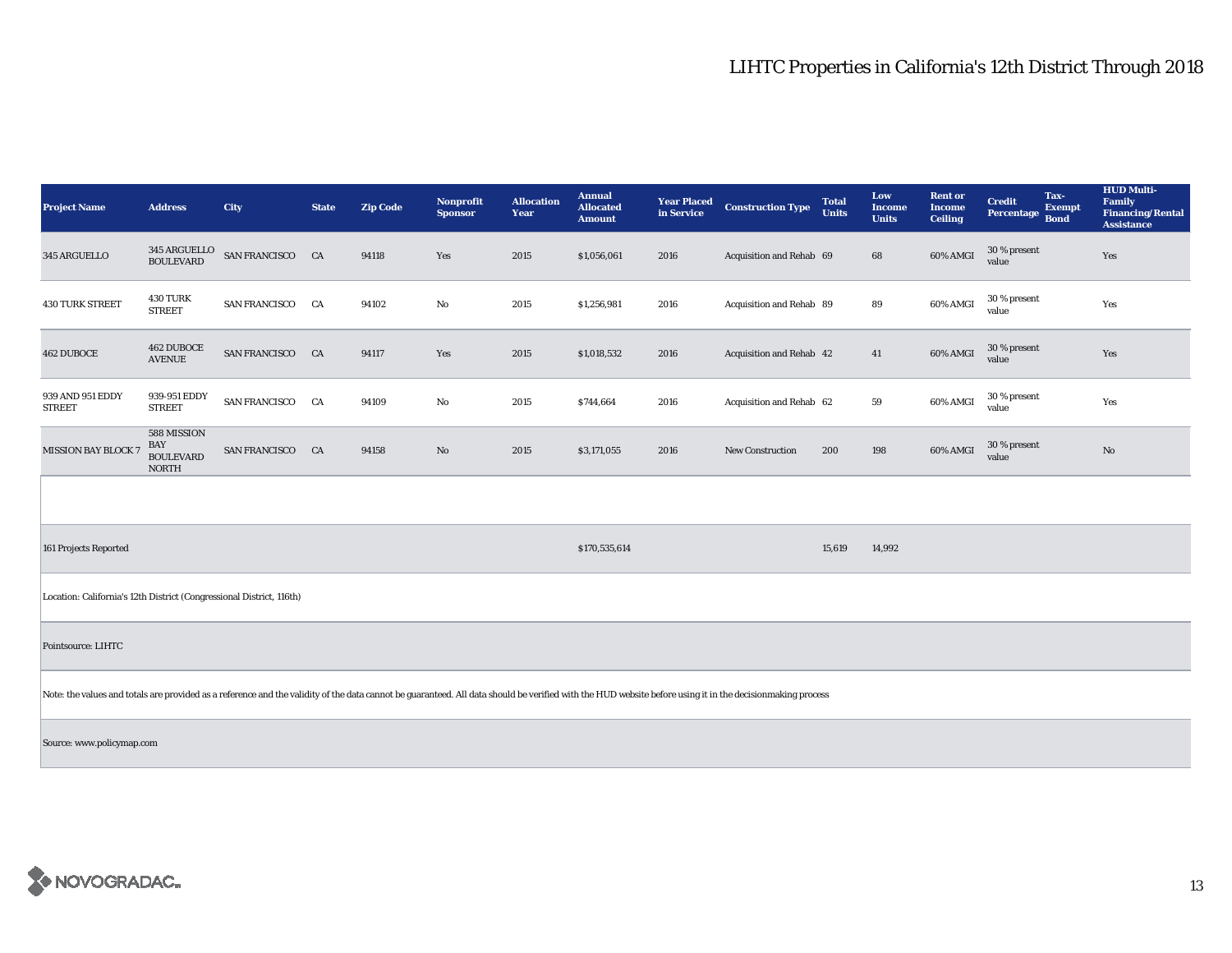| Project Name | Address | City | State | Zip Code | Nonprofit Sponsor | Allocation Year | Annual Allocated Amount | Year Placed in Service | Construction Type | Total Units | Low Income Units | Rent or Income Ceiling | Credit Percentage | Tax-Exempt Bond | HUD Multi-Family Financing/Rental Assistance |
|---|---|---|---|---|---|---|---|---|---|---|---|---|---|---|---|
| 345 ARGUELLO | 345 ARGUELLO BOULEVARD | SAN FRANCISCO | CA | 94118 | Yes | 2015 | $1,056,061 | 2016 | Acquisition and Rehab | 69 | 68 | 60% AMGI | 30 % present value | | Yes |
| 430 TURK STREET | 430 TURK STREET | SAN FRANCISCO | CA | 94102 | No | 2015 | $1,256,981 | 2016 | Acquisition and Rehab | 89 | 89 | 60% AMGI | 30 % present value | | Yes |
| 462 DUBOCE | 462 DUBOCE AVENUE | SAN FRANCISCO | CA | 94117 | Yes | 2015 | $1,018,532 | 2016 | Acquisition and Rehab | 42 | 41 | 60% AMGI | 30 % present value | | Yes |
| 939 AND 951 EDDY STREET | 939-951 EDDY STREET | SAN FRANCISCO | CA | 94109 | No | 2015 | $744,664 | 2016 | Acquisition and Rehab | 62 | 59 | 60% AMGI | 30 % present value | | Yes |
| MISSION BAY BLOCK 7 | 588 MISSION BAY BOULEVARD NORTH | SAN FRANCISCO | CA | 94158 | No | 2015 | $3,171,055 | 2016 | New Construction | 200 | 198 | 60% AMGI | 30 % present value | | No |
| | | | | | | | | | | | | | | | |
| 161 Projects Reported | | | | | | | $170,535,614 | | | 15,619 | 14,992 | | | | |

Location: California's 12th District (Congressional District, 116th)

Pointsource: LIHTC

Note: the values and totals are provided as a reference and the validity of the data cannot be guaranteed. All data should be verified with the HUD website before using it in the decisionmaking process

Source: www.policymap.com